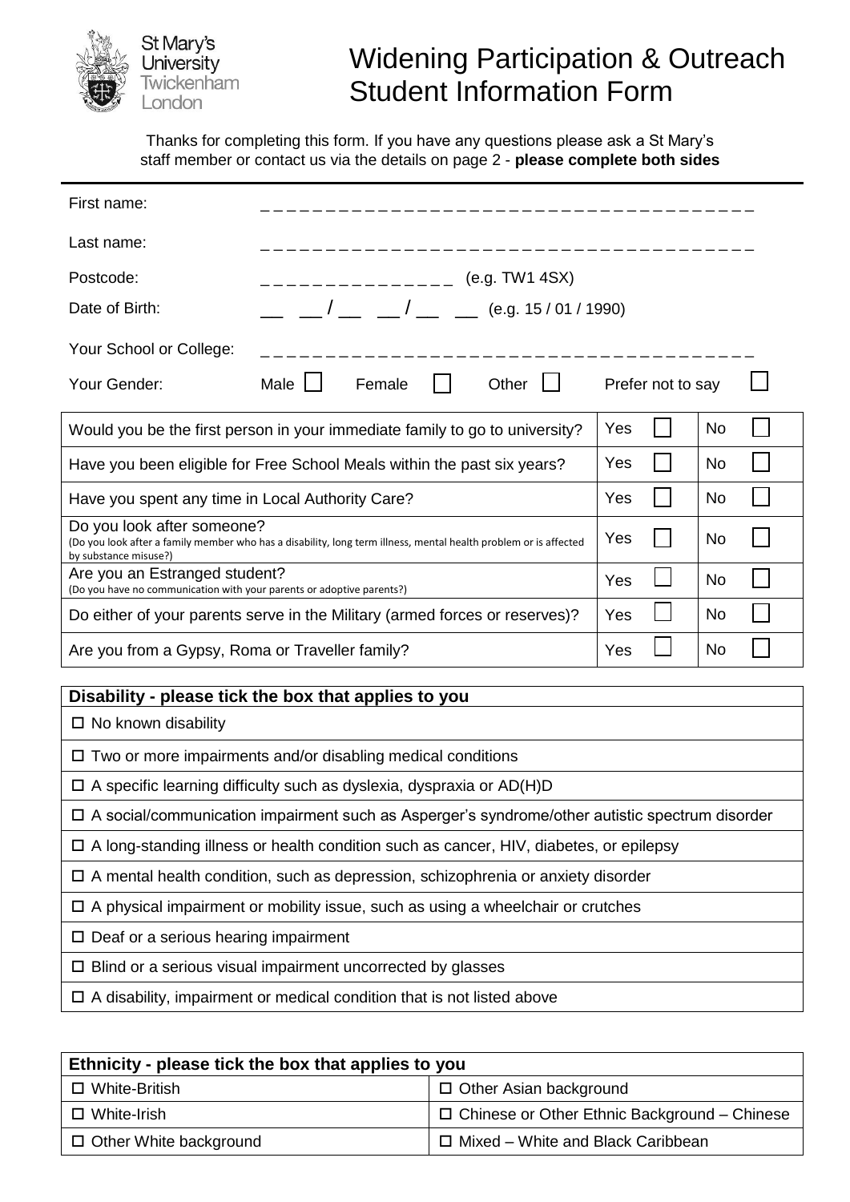St Mary's University Twickenham London

# Widening Participation & Outreach Student Information Form

Thanks for completing this form. If you have any questions please ask a St Mary's staff member or contact us via the details on page 2 - **please complete both sides**

First name: _ _ _ _ _ _ _ _ _ _ _ _ _ _ _ _ _ _ _ _ _ _ _ _ _ _ _ _ _ _ _ _ _ _ _ _ _ _ _

Last name: _ _ _ _ _ _ _ _ _ _ _ _ _ _ _ _ _ _ _ _ _ _ _ _ _ _ _ _ _ _ _ _ _ _ _ _ _ _ _

Postcode: _ _ _ _ _ _ _ _ _ _ _ _ _ _ _ (e.g. TW1 4SX)

Date of Birth: __ __ / __ __ / __ __ (e.g. 15 / 01 / 1990)

Your School or College: _ _ _ _ _ _ _ _ _ _ _ _ _ _ _ _ _ _ _ _ _ _ _ _ _ _ _ _ _ _ _ _ _ _ _ _ _ _ _

Your Gender: Male ☐ Female ☐ Other ☐ Prefer not to say ☐

| | | |
|---|---|---|
| Would you be the first person in your immediate family to go to university? | Yes ☐ | No ☐ |
| Have you been eligible for Free School Meals within the past six years? | Yes ☐ | No ☐ |
| Have you spent any time in Local Authority Care? | Yes ☐ | No ☐ |
| Do you look after someone?<br>(Do you look after a family member who has a disability, long term illness, mental health problem or is affected by substance misuse?) | Yes ☐ | No ☐ |
| Are you an Estranged student?<br>(Do you have no communication with your parents or adoptive parents?) | Yes ☐ | No ☐ |
| Do either of your parents serve in the Military (armed forces or reserves)? | Yes ☐ | No ☐ |
| Are you from a Gypsy, Roma or Traveller family? | Yes ☐ | No ☐ |

| **Disability - please tick the box that applies to you** |
|---|
| ☐ No known disability |
| ☐ Two or more impairments and/or disabling medical conditions |
| ☐ A specific learning difficulty such as dyslexia, dyspraxia or AD(H)D |
| ☐ A social/communication impairment such as Asperger's syndrome/other autistic spectrum disorder |
| ☐ A long-standing illness or health condition such as cancer, HIV, diabetes, or epilepsy |
| ☐ A mental health condition, such as depression, schizophrenia or anxiety disorder |
| ☐ A physical impairment or mobility issue, such as using a wheelchair or crutches |
| ☐ Deaf or a serious hearing impairment |
| ☐ Blind or a serious visual impairment uncorrected by glasses |
| ☐ A disability, impairment or medical condition that is not listed above |

| **Ethnicity - please tick the box that applies to you** | |
|---|---|
| ☐ White-British | ☐ Other Asian background |
| ☐ White-Irish | ☐ Chinese or Other Ethnic Background – Chinese |
| ☐ Other White background | ☐ Mixed – White and Black Caribbean |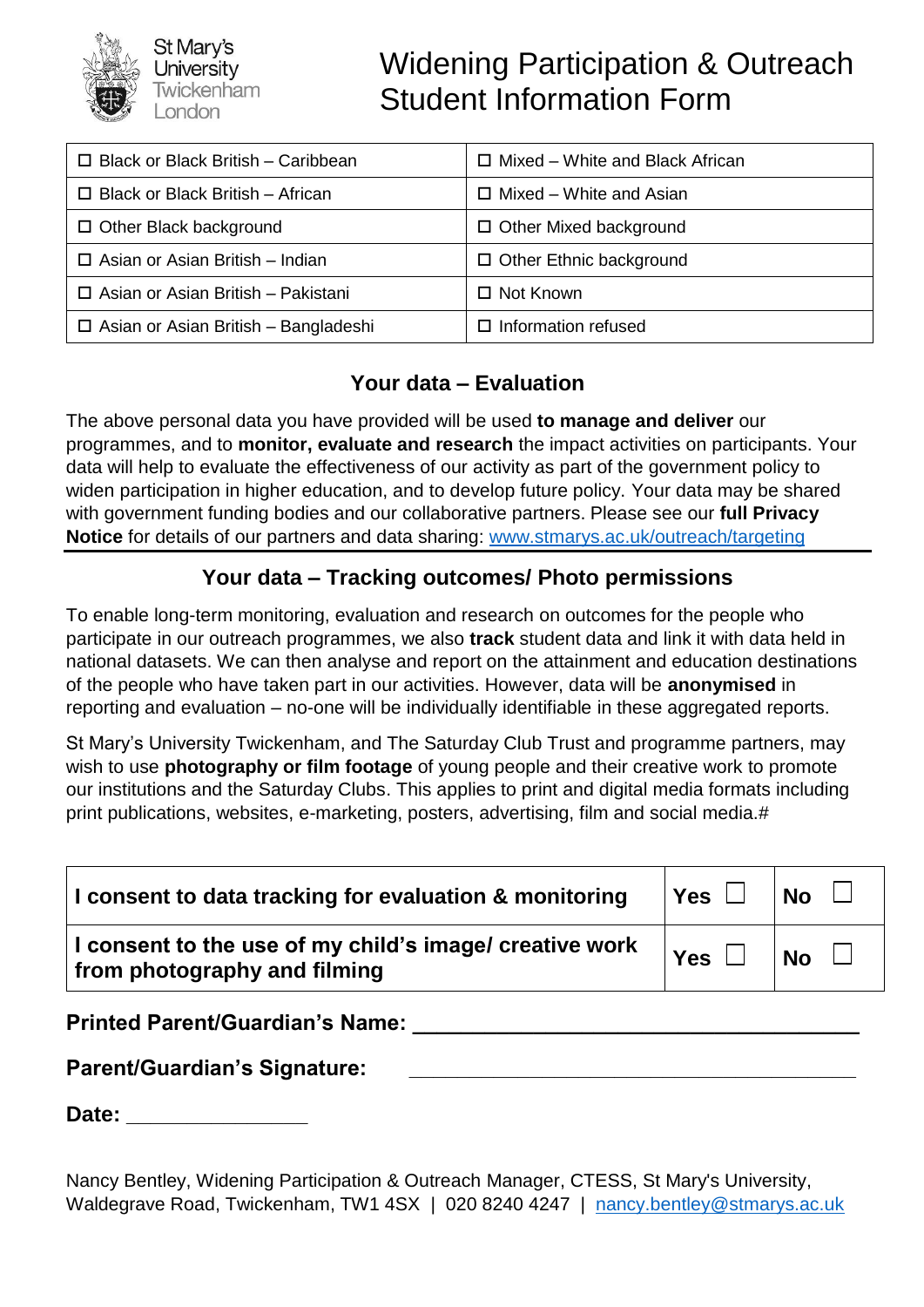St Mary's University Twickenham London

# Widening Participation & Outreach Student Information Form

| | |
|---|---|
| ☐ Black or Black British – Caribbean | ☐ Mixed – White and Black African |
| ☐ Black or Black British – African | ☐ Mixed – White and Asian |
| ☐ Other Black background | ☐ Other Mixed background |
| ☐ Asian or Asian British – Indian | ☐ Other Ethnic background |
| ☐ Asian or Asian British – Pakistani | ☐ Not Known |
| ☐ Asian or Asian British – Bangladeshi | ☐ Information refused |

## Your data – Evaluation

The above personal data you have provided will be used **to manage and deliver** our programmes, and to **monitor, evaluate and research** the impact activities on participants. Your data will help to evaluate the effectiveness of our activity as part of the government policy to widen participation in higher education, and to develop future policy. Your data may be shared with government funding bodies and our collaborative partners. Please see our **full Privacy Notice** for details of our partners and data sharing: www.stmarys.ac.uk/outreach/targeting

## Your data – Tracking outcomes/ Photo permissions

To enable long-term monitoring, evaluation and research on outcomes for the people who participate in our outreach programmes, we also **track** student data and link it with data held in national datasets. We can then analyse and report on the attainment and education destinations of the people who have taken part in our activities. However, data will be **anonymised** in reporting and evaluation – no-one will be individually identifiable in these aggregated reports.

St Mary's University Twickenham, and The Saturday Club Trust and programme partners, may wish to use **photography or film footage** of young people and their creative work to promote our institutions and the Saturday Clubs. This applies to print and digital media formats including print publications, websites, e-marketing, posters, advertising, film and social media.#

| | | |
|---|---|---|
| **I consent to data tracking for evaluation & monitoring** | **Yes** ☐ | **No** ☐ |
| **I consent to the use of my child's image/ creative work from photography and filming** | **Yes** ☐ | **No** ☐ |

**Printed Parent/Guardian's Name:** ____________________________________

**Parent/Guardian's Signature:** ____________________________________

**Date:** _______________

Nancy Bentley, Widening Participation & Outreach Manager, CTESS, St Mary's University, Waldegrave Road, Twickenham, TW1 4SX | 020 8240 4247 | nancy.bentley@stmarys.ac.uk